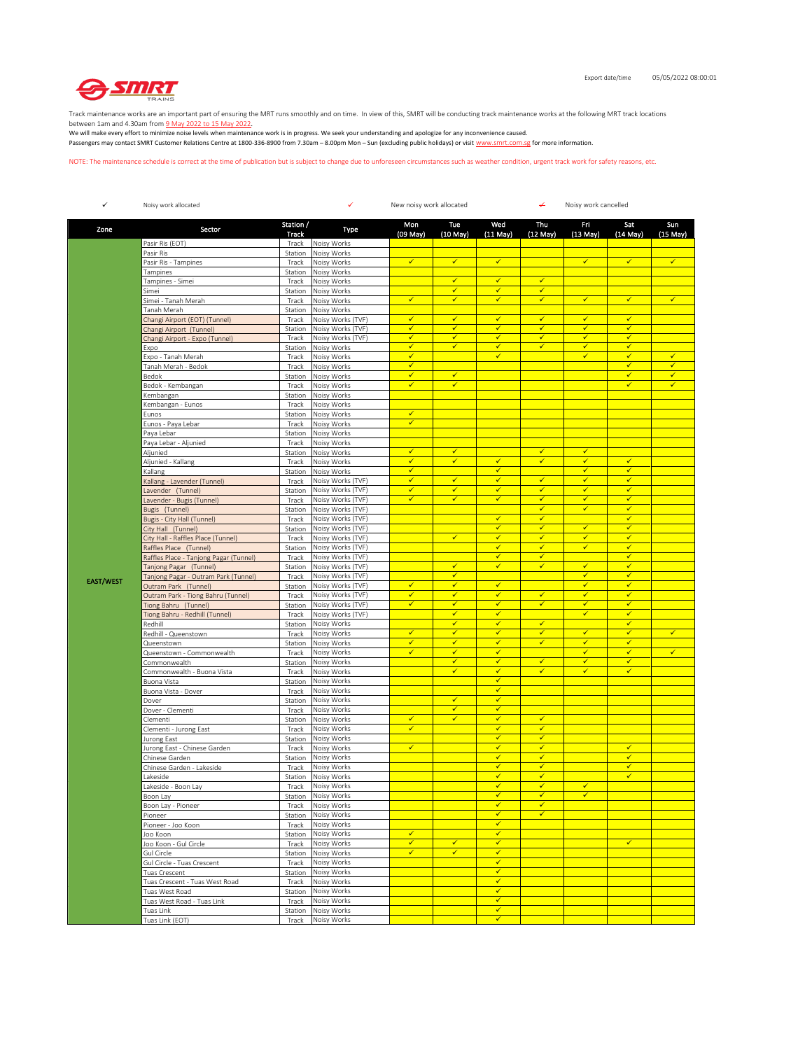SMRT TRAINS

Export date/time 05/05/2022 08:00:01

Track maintenance works are an important part of ensuring the MRT runs smoothly and on time. In view of this, SMRT will be conducting track maintenance works at the following MRT track locations between 1am and 4.30am from 9 May 2022 to 15 May 2022.
We will make every effort to minimize noise levels when maintenance work is in progress. We seek your understanding and apologize for any inconvenience caused.
Passengers may contact SMRT Customer Relations Centre at 1800-336-8900 from 7.30am – 8.00pm Mon – Sun (excluding public holidays) or visit www.smrt.com.sg for more information.

NOTE: The maintenance schedule is correct at the time of publication but is subject to change due to unforeseen circumstances such as weather condition, urgent track work for safety reasons, etc.

✓ Noisy work allocated ✓ New noisy work allocated ✓̶ Noisy work cancelled

| Zone | Sector | Station / Track | Type | Mon (09 May) | Tue (10 May) | Wed (11 May) | Thu (12 May) | Fri (13 May) | Sat (14 May) | Sun (15 May) |
|---|---|---|---|---|---|---|---|---|---|---|
| EAST/WEST | Pasir Ris (EOT) | Track | Noisy Works | | | | | | | |
| | Pasir Ris | Station | Noisy Works | | | | | | | |
| | Pasir Ris - Tampines | Track | Noisy Works | ✓ | ✓ | ✓ | | ✓ | ✓ | ✓ |
| | Tampines | Station | Noisy Works | | | | | | | |
| | Tampines - Simei | Track | Noisy Works | | ✓ | ✓ | ✓ | | | |
| | Simei | Station | Noisy Works | | ✓ | ✓ | ✓ | | | |
| | Simei - Tanah Merah | Track | Noisy Works | ✓ | ✓ | ✓ | ✓ | ✓ | ✓ | ✓ |
| | Tanah Merah | Station | Noisy Works | | | | | | | |
| | Changi Airport (EOT) (Tunnel) | Track | Noisy Works (TVF) | ✓ | ✓ | ✓ | ✓ | ✓ | ✓ | |
| | Changi Airport (Tunnel) | Station | Noisy Works (TVF) | ✓ | ✓ | ✓ | ✓ | ✓ | ✓ | |
| | Changi Airport - Expo (Tunnel) | Track | Noisy Works (TVF) | ✓ | ✓ | ✓ | ✓ | ✓ | ✓ | |
| | Expo | Station | Noisy Works | ✓ | ✓ | ✓ | ✓ | ✓ | ✓ | |
| | Expo - Tanah Merah | Track | Noisy Works | ✓ | | ✓ | | ✓ | ✓ | ✓ |
| | Tanah Merah - Bedok | Track | Noisy Works | ✓ | | | | | ✓ | ✓ |
| | Bedok | Station | Noisy Works | ✓ | ✓ | | | | ✓ | ✓ |
| | Bedok - Kembangan | Track | Noisy Works | ✓ | ✓ | | | | ✓ | ✓ |
| | Kembangan | Station | Noisy Works | | | | | | | |
| | Kembangan - Eunos | Track | Noisy Works | | | | | | | |
| | Eunos | Station | Noisy Works | ✓ | | | | | | |
| | Eunos - Paya Lebar | Track | Noisy Works | ✓ | | | | | | |
| | Paya Lebar | Station | Noisy Works | | | | | | | |
| | Paya Lebar - Aljunied | Track | Noisy Works | | | | | | | |
| | Aljunied | Station | Noisy Works | ✓ | ✓ | | ✓ | ✓ | | |
| | Aljunied - Kallang | Track | Noisy Works | ✓ | ✓ | ✓ | ✓ | ✓ | ✓ | |
| | Kallang | Station | Noisy Works | ✓ | | ✓ | | ✓ | ✓ | |
| | Kallang - Lavender (Tunnel) | Track | Noisy Works (TVF) | ✓ | ✓ | ✓ | ✓ | ✓ | ✓ | |
| | Lavender (Tunnel) | Station | Noisy Works (TVF) | ✓ | ✓ | ✓ | ✓ | ✓ | ✓ | |
| | Lavender - Bugis (Tunnel) | Track | Noisy Works (TVF) | ✓ | ✓ | ✓ | ✓ | ✓ | ✓ | |
| | Bugis (Tunnel) | Station | Noisy Works (TVF) | | | | ✓ | ✓ | ✓ | |
| | Bugis - City Hall (Tunnel) | Track | Noisy Works (TVF) | | | ✓ | ✓ | | ✓ | |
| | City Hall (Tunnel) | Station | Noisy Works (TVF) | | | ✓ | ✓ | ✓ | ✓ | |
| | City Hall - Raffles Place (Tunnel) | Track | Noisy Works (TVF) | | ✓ | ✓ | ✓ | ✓ | ✓ | |
| | Raffles Place (Tunnel) | Station | Noisy Works (TVF) | | | ✓ | ✓ | ✓ | ✓ | |
| | Raffles Place - Tanjong Pagar (Tunnel) | Track | Noisy Works (TVF) | | | ✓ | ✓ | | ✓ | |
| | Tanjong Pagar (Tunnel) | Station | Noisy Works (TVF) | | ✓ | ✓ | ✓ | ✓ | ✓ | |
| | Tanjong Pagar - Outram Park (Tunnel) | Track | Noisy Works (TVF) | | ✓ | | | ✓ | ✓ | |
| | Outram Park (Tunnel) | Station | Noisy Works (TVF) | ✓ | ✓ | ✓ | | ✓ | ✓ | |
| | Outram Park - Tiong Bahru (Tunnel) | Track | Noisy Works (TVF) | ✓ | ✓ | ✓ | ✓ | ✓ | ✓ | |
| | Tiong Bahru (Tunnel) | Station | Noisy Works (TVF) | ✓ | ✓ | ✓ | ✓ | ✓ | ✓ | |
| | Tiong Bahru - Redhill (Tunnel) | Track | Noisy Works (TVF) | | ✓ | ✓ | | ✓ | ✓ | |
| | Redhill | Station | Noisy Works | | ✓ | ✓ | ✓ | | ✓ | |
| | Redhill - Queenstown | Track | Noisy Works | ✓ | ✓ | ✓ | ✓ | ✓ | ✓ | ✓ |
| | Queenstown | Station | Noisy Works | ✓ | ✓ | ✓ | ✓ | ✓ | ✓ | |
| | Queenstown - Commonwealth | Track | Noisy Works | ✓ | ✓ | ✓ | | ✓ | ✓ | ✓ |
| | Commonwealth | Station | Noisy Works | | ✓ | ✓ | ✓ | ✓ | ✓ | |
| | Commonwealth - Buona Vista | Track | Noisy Works | | ✓ | ✓ | ✓ | ✓ | ✓ | |
| | Buona Vista | Station | Noisy Works | | | ✓ | | | | |
| | Buona Vista - Dover | Track | Noisy Works | | | ✓ | | | | |
| | Dover | Station | Noisy Works | | ✓ | ✓ | | | | |
| | Dover - Clementi | Track | Noisy Works | | ✓ | ✓ | | | | |
| | Clementi | Station | Noisy Works | ✓ | ✓ | ✓ | ✓ | | | |
| | Clementi - Jurong East | Track | Noisy Works | ✓ | | ✓ | ✓ | | | |
| | Jurong East | Station | Noisy Works | | | ✓ | ✓ | | | |
| | Jurong East - Chinese Garden | Track | Noisy Works | ✓ | | ✓ | ✓ | | ✓ | |
| | Chinese Garden | Station | Noisy Works | | | ✓ | ✓ | | ✓ | |
| | Chinese Garden - Lakeside | Track | Noisy Works | | | ✓ | ✓ | | ✓ | |
| | Lakeside | Station | Noisy Works | | | ✓ | ✓ | | ✓ | |
| | Lakeside - Boon Lay | Track | Noisy Works | | | ✓ | ✓ | ✓ | | |
| | Boon Lay | Station | Noisy Works | | | ✓ | ✓ | ✓ | | |
| | Boon Lay - Pioneer | Track | Noisy Works | | | ✓ | ✓ | | | |
| | Pioneer | Station | Noisy Works | | | ✓ | ✓ | | | |
| | Pioneer - Joo Koon | Track | Noisy Works | | | ✓ | | | | |
| | Joo Koon | Station | Noisy Works | ✓ | | ✓ | | | | |
| | Joo Koon - Gul Circle | Track | Noisy Works | ✓ | ✓ | ✓ | | | ✓ | |
| | Gul Circle | Station | Noisy Works | ✓ | ✓ | ✓ | | | | |
| | Gul Circle - Tuas Crescent | Track | Noisy Works | | | ✓ | | | | |
| | Tuas Crescent | Station | Noisy Works | | | ✓ | | | | |
| | Tuas Crescent - Tuas West Road | Track | Noisy Works | | | ✓ | | | | |
| | Tuas West Road | Station | Noisy Works | | | ✓ | | | | |
| | Tuas West Road - Tuas Link | Track | Noisy Works | | | ✓ | | | | |
| | Tuas Link | Station | Noisy Works | | | ✓ | | | | |
| | Tuas Link (EOT) | Track | Noisy Works | | | ✓ | | | | |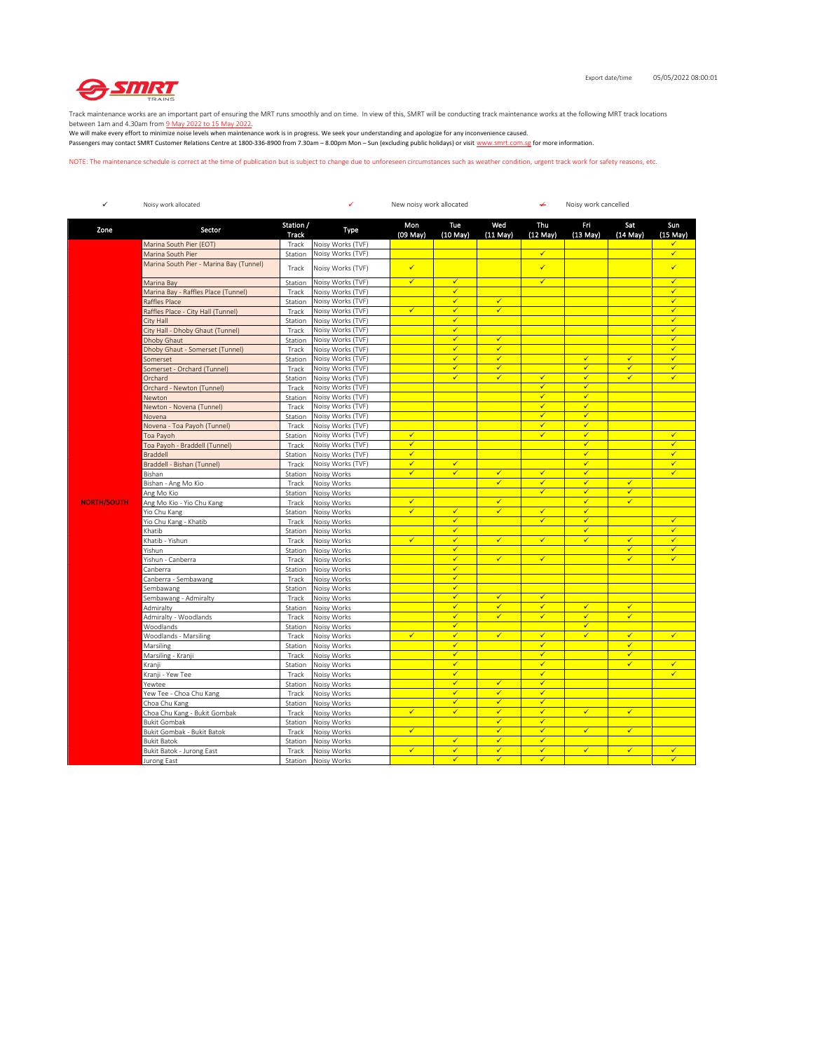Export date/time 05/05/2022 08:00:01

Track maintenance works are an important part of ensuring the MRT runs smoothly and on time. In view of this, SMRT will be conducting track maintenance works at the following MRT track locations between 1am and 4.30am from 9 May 2022 to 15 May 2022.
We will make every effort to minimize noise levels when maintenance work is in progress. We seek your understanding and apologize for any inconvenience caused.
Passengers may contact SMRT Customer Relations Centre at 1800-336-8900 from 7.30am – 8.00pm Mon – Sun (excluding public holidays) or visit www.smrt.com.sg for more information.

NOTE: The maintenance schedule is correct at the time of publication but is subject to change due to unforeseen circumstances such as weather condition, urgent track work for safety reasons, etc.

✓ Noisy work allocated ✓ New noisy work allocated ✓̶ Noisy work cancelled

| Zone | Sector | Station / Track | Type | Mon (09 May) | Tue (10 May) | Wed (11 May) | Thu (12 May) | Fri (13 May) | Sat (14 May) | Sun (15 May) |
|---|---|---|---|---|---|---|---|---|---|---|
| NORTH/SOUTH | Marina South Pier (EOT) | Track | Noisy Works (TVF) | | | | | | | ✓ |
| | Marina South Pier | Station | Noisy Works (TVF) | | | | ✓ | | | ✓ |
| | Marina South Pier - Marina Bay (Tunnel) | Track | Noisy Works (TVF) | ✓ | | | ✓ | | | ✓ |
| | Marina Bay | Station | Noisy Works (TVF) | ✓ | ✓ | | ✓ | | | ✓ |
| | Marina Bay - Raffles Place (Tunnel) | Track | Noisy Works (TVF) | | ✓ | | | | | ✓ |
| | Raffles Place | Station | Noisy Works (TVF) | | ✓ | ✓ | | | | ✓ |
| | Raffles Place - City Hall (Tunnel) | Track | Noisy Works (TVF) | ✓ | ✓ | ✓ | | | | ✓ |
| | City Hall | Station | Noisy Works (TVF) | | ✓ | | | | | ✓ |
| | City Hall - Dhoby Ghaut (Tunnel) | Track | Noisy Works (TVF) | | ✓ | | | | | ✓ |
| | Dhoby Ghaut | Station | Noisy Works (TVF) | | ✓ | ✓ | | | | ✓ |
| | Dhoby Ghaut - Somerset (Tunnel) | Track | Noisy Works (TVF) | | ✓ | ✓ | | | | ✓ |
| | Somerset | Station | Noisy Works (TVF) | | ✓ | ✓ | | ✓ | ✓ | ✓ |
| | Somerset - Orchard (Tunnel) | Track | Noisy Works (TVF) | | ✓ | ✓ | | ✓ | ✓ | ✓ |
| | Orchard | Station | Noisy Works (TVF) | | ✓ | ✓ | ✓ | ✓ | ✓ | ✓ |
| | Orchard - Newton (Tunnel) | Track | Noisy Works (TVF) | | | | ✓ | ✓ | | |
| | Newton | Station | Noisy Works (TVF) | | | | ✓ | ✓ | | |
| | Newton - Novena (Tunnel) | Track | Noisy Works (TVF) | | | | ✓ | ✓ | | |
| | Novena | Station | Noisy Works (TVF) | | | | ✓ | ✓ | | |
| | Novena - Toa Payoh (Tunnel) | Track | Noisy Works (TVF) | | | | ✓ | ✓ | | |
| | Toa Payoh | Station | Noisy Works (TVF) | ✓ | | | ✓ | ✓ | | ✓ |
| | Toa Payoh - Braddell (Tunnel) | Track | Noisy Works (TVF) | ✓ | | | | ✓ | | ✓ |
| | Braddell | Station | Noisy Works (TVF) | ✓ | | | | ✓ | | ✓ |
| | Braddell - Bishan (Tunnel) | Track | Noisy Works (TVF) | ✓ | ✓ | | | ✓ | | ✓ |
| | Bishan | Station | Noisy Works | ✓ | ✓ | ✓ | ✓ | ✓ | | ✓ |
| | Bishan - Ang Mo Kio | Track | Noisy Works | | | ✓ | ✓ | ✓ | ✓ | |
| | Ang Mo Kio | Station | Noisy Works | | | | ✓ | ✓ | ✓ | |
| | Ang Mo Kio - Yio Chu Kang | Track | Noisy Works | ✓ | | ✓ | | ✓ | ✓ | |
| | Yio Chu Kang | Station | Noisy Works | ✓ | ✓ | ✓ | ✓ | ✓ | | |
| | Yio Chu Kang - Khatib | Track | Noisy Works | | ✓ | | ✓ | ✓ | | ✓ |
| | Khatib | Station | Noisy Works | | ✓ | | | ✓ | | ✓ |
| | Khatib - Yishun | Track | Noisy Works | ✓ | ✓ | ✓ | ✓ | ✓ | ✓ | ✓ |
| | Yishun | Station | Noisy Works | | ✓ | | | | ✓ | ✓ |
| | Yishun - Canberra | Track | Noisy Works | | ✓ | ✓ | ✓ | | ✓ | ✓ |
| | Canberra | Station | Noisy Works | | ✓ | | | | | |
| | Canberra - Sembawang | Track | Noisy Works | | ✓ | | | | | |
| | Sembawang | Station | Noisy Works | | ✓ | | | | | |
| | Sembawang - Admiralty | Track | Noisy Works | | ✓ | ✓ | ✓ | | | |
| | Admiralty | Station | Noisy Works | | ✓ | ✓ | ✓ | ✓ | ✓ | |
| | Admiralty - Woodlands | Track | Noisy Works | | ✓ | ✓ | ✓ | ✓ | ✓ | |
| | Woodlands | Station | Noisy Works | | ✓ | | | ✓ | | |
| | Woodlands - Marsiling | Track | Noisy Works | ✓ | ✓ | ✓ | ✓ | ✓ | ✓ | ✓ |
| | Marsiling | Station | Noisy Works | | ✓ | | ✓ | | ✓ | |
| | Marsiling - Kranji | Track | Noisy Works | | ✓ | | ✓ | | ✓ | |
| | Kranji | Station | Noisy Works | | ✓ | | ✓ | | ✓ | ✓ |
| | Kranji - Yew Tee | Track | Noisy Works | | ✓ | | ✓ | | | ✓ |
| | Yewtee | Station | Noisy Works | | ✓ | ✓ | ✓ | | | |
| | Yew Tee - Choa Chu Kang | Track | Noisy Works | | ✓ | ✓ | ✓ | | | |
| | Choa Chu Kang | Station | Noisy Works | | ✓ | ✓ | ✓ | | | |
| | Choa Chu Kang - Bukit Gombak | Track | Noisy Works | ✓ | ✓ | ✓ | ✓ | ✓ | ✓ | |
| | Bukit Gombak | Station | Noisy Works | | | ✓ | ✓ | | | |
| | Bukit Gombak - Bukit Batok | Track | Noisy Works | ✓ | | ✓ | ✓ | ✓ | ✓ | |
| | Bukit Batok | Station | Noisy Works | | ✓ | ✓ | ✓ | | | |
| | Bukit Batok - Jurong East | Track | Noisy Works | ✓ | ✓ | ✓ | ✓ | ✓ | ✓ | ✓ |
| | Jurong East | Station | Noisy Works | | ✓ | ✓ | ✓ | | | ✓ |